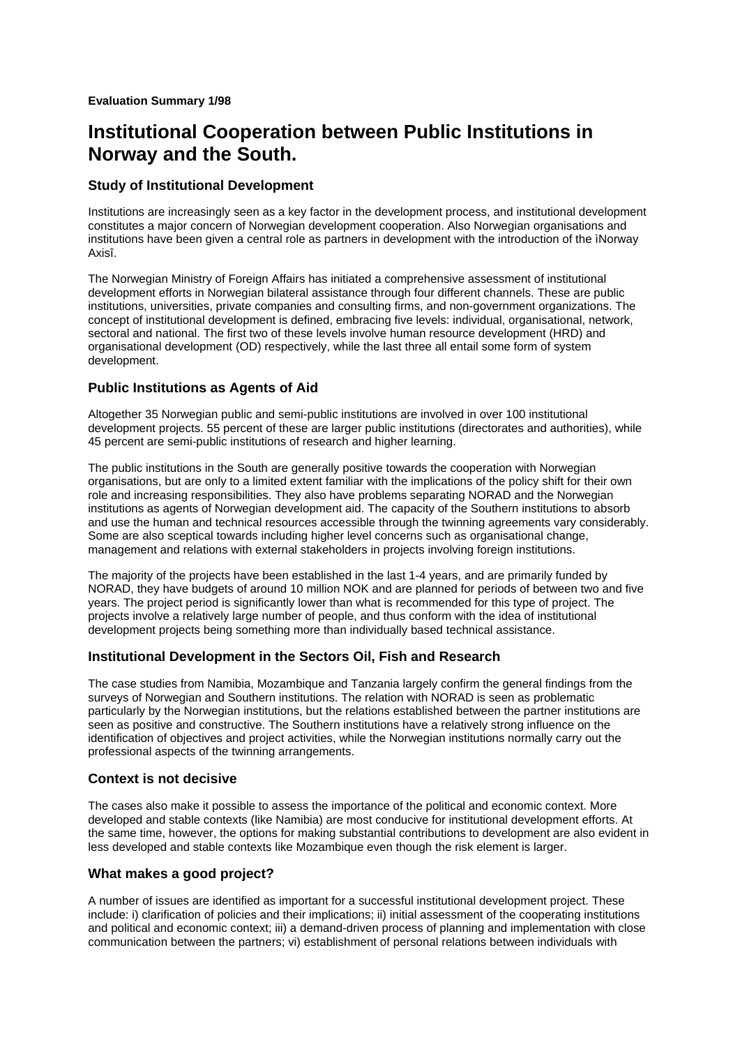**Evaluation Summary 1/98**

# Institutional Cooperation between Public Institutions in Norway and the South.

## Study of Institutional Development

Institutions are increasingly seen as a key factor in the development process, and institutional development constitutes a major concern of Norwegian development cooperation. Also Norwegian organisations and institutions have been given a central role as partners in development with the introduction of the ìNorway Axisî.

The Norwegian Ministry of Foreign Affairs has initiated a comprehensive assessment of institutional development efforts in Norwegian bilateral assistance through four different channels. These are public institutions, universities, private companies and consulting firms, and non-government organizations. The concept of institutional development is defined, embracing five levels: individual, organisational, network, sectoral and national. The first two of these levels involve human resource development (HRD) and organisational development (OD) respectively, while the last three all entail some form of system development.

## Public Institutions as Agents of Aid

Altogether 35 Norwegian public and semi-public institutions are involved in over 100 institutional development projects. 55 percent of these are larger public institutions (directorates and authorities), while 45 percent are semi-public institutions of research and higher learning.

The public institutions in the South are generally positive towards the cooperation with Norwegian organisations, but are only to a limited extent familiar with the implications of the policy shift for their own role and increasing responsibilities. They also have problems separating NORAD and the Norwegian institutions as agents of Norwegian development aid. The capacity of the Southern institutions to absorb and use the human and technical resources accessible through the twinning agreements vary considerably. Some are also sceptical towards including higher level concerns such as organisational change, management and relations with external stakeholders in projects involving foreign institutions.

The majority of the projects have been established in the last 1-4 years, and are primarily funded by NORAD, they have budgets of around 10 million NOK and are planned for periods of between two and five years. The project period is significantly lower than what is recommended for this type of project. The projects involve a relatively large number of people, and thus conform with the idea of institutional development projects being something more than individually based technical assistance.

## Institutional Development in the Sectors Oil, Fish and Research

The case studies from Namibia, Mozambique and Tanzania largely confirm the general findings from the surveys of Norwegian and Southern institutions. The relation with NORAD is seen as problematic particularly by the Norwegian institutions, but the relations established between the partner institutions are seen as positive and constructive. The Southern institutions have a relatively strong influence on the identification of objectives and project activities, while the Norwegian institutions normally carry out the professional aspects of the twinning arrangements.

## Context is not decisive

The cases also make it possible to assess the importance of the political and economic context. More developed and stable contexts (like Namibia) are most conducive for institutional development efforts. At the same time, however, the options for making substantial contributions to development are also evident in less developed and stable contexts like Mozambique even though the risk element is larger.

## What makes a good project?

A number of issues are identified as important for a successful institutional development project. These include: i) clarification of policies and their implications; ii) initial assessment of the cooperating institutions and political and economic context; iii) a demand-driven process of planning and implementation with close communication between the partners; vi) establishment of personal relations between individuals with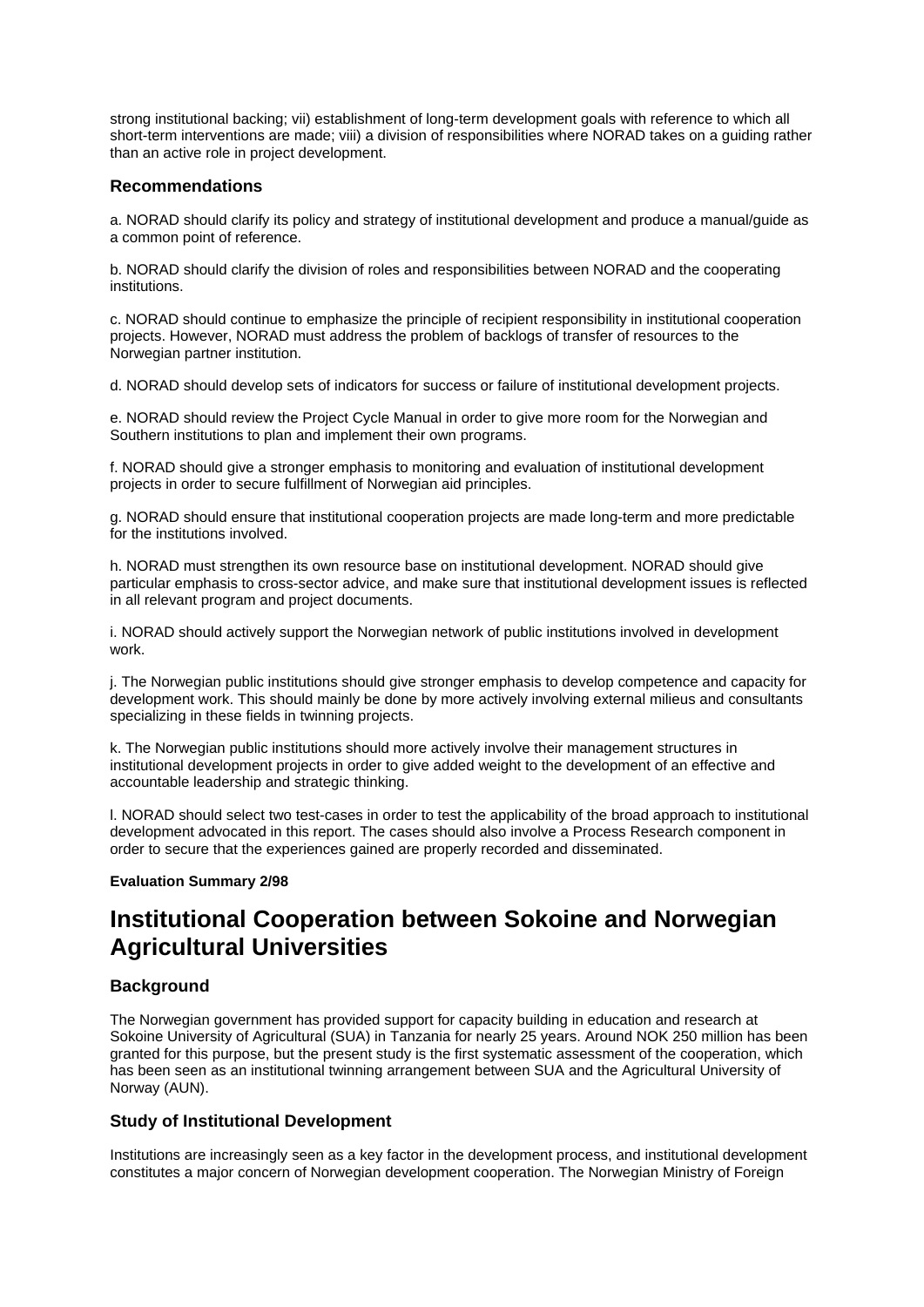strong institutional backing; vii) establishment of long-term development goals with reference to which all short-term interventions are made; viii) a division of responsibilities where NORAD takes on a guiding rather than an active role in project development.

### Recommendations

a. NORAD should clarify its policy and strategy of institutional development and produce a manual/guide as a common point of reference.

b. NORAD should clarify the division of roles and responsibilities between NORAD and the cooperating institutions.

c. NORAD should continue to emphasize the principle of recipient responsibility in institutional cooperation projects. However, NORAD must address the problem of backlogs of transfer of resources to the Norwegian partner institution.

d. NORAD should develop sets of indicators for success or failure of institutional development projects.

e. NORAD should review the Project Cycle Manual in order to give more room for the Norwegian and Southern institutions to plan and implement their own programs.

f. NORAD should give a stronger emphasis to monitoring and evaluation of institutional development projects in order to secure fulfillment of Norwegian aid principles.

g. NORAD should ensure that institutional cooperation projects are made long-term and more predictable for the institutions involved.

h. NORAD must strengthen its own resource base on institutional development. NORAD should give particular emphasis to cross-sector advice, and make sure that institutional development issues is reflected in all relevant program and project documents.

i. NORAD should actively support the Norwegian network of public institutions involved in development work.

j. The Norwegian public institutions should give stronger emphasis to develop competence and capacity for development work. This should mainly be done by more actively involving external milieus and consultants specializing in these fields in twinning projects.

k. The Norwegian public institutions should more actively involve their management structures in institutional development projects in order to give added weight to the development of an effective and accountable leadership and strategic thinking.

l. NORAD should select two test-cases in order to test the applicability of the broad approach to institutional development advocated in this report. The cases should also involve a Process Research component in order to secure that the experiences gained are properly recorded and disseminated.

**Evaluation Summary 2/98**

## Institutional Cooperation between Sokoine and Norwegian Agricultural Universities

### Background

The Norwegian government has provided support for capacity building in education and research at Sokoine University of Agricultural (SUA) in Tanzania for nearly 25 years. Around NOK 250 million has been granted for this purpose, but the present study is the first systematic assessment of the cooperation, which has been seen as an institutional twinning arrangement between SUA and the Agricultural University of Norway (AUN).

### Study of Institutional Development

Institutions are increasingly seen as a key factor in the development process, and institutional development constitutes a major concern of Norwegian development cooperation. The Norwegian Ministry of Foreign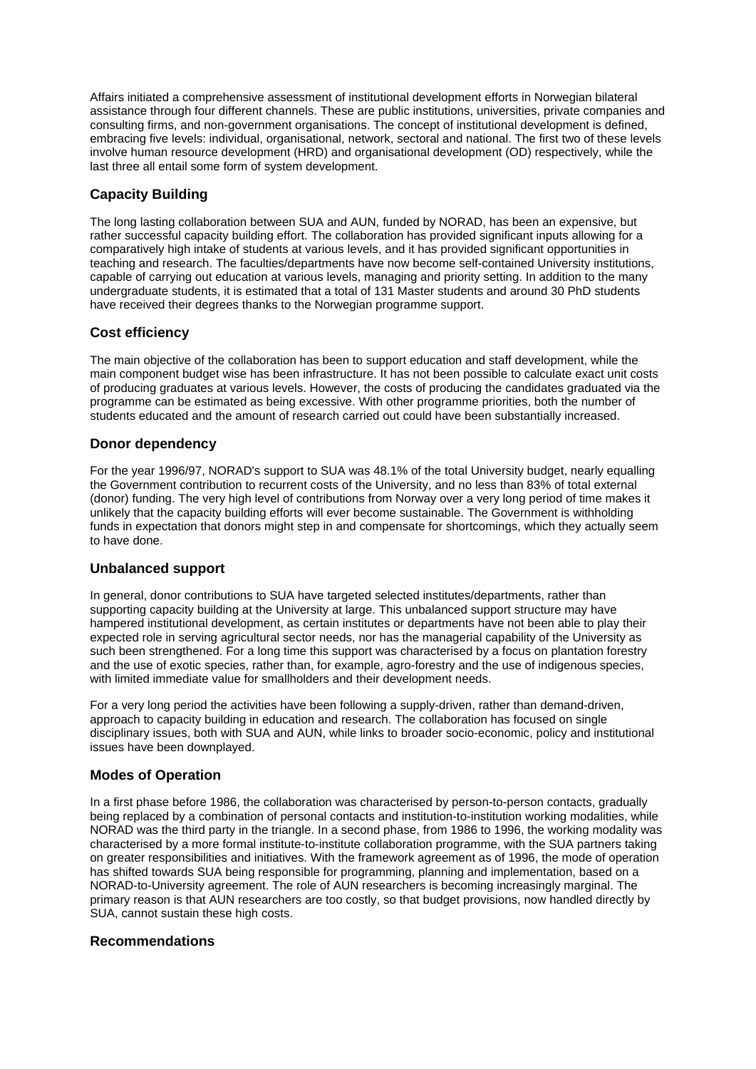Affairs initiated a comprehensive assessment of institutional development efforts in Norwegian bilateral assistance through four different channels. These are public institutions, universities, private companies and consulting firms, and non-government organisations. The concept of institutional development is defined, embracing five levels: individual, organisational, network, sectoral and national. The first two of these levels involve human resource development (HRD) and organisational development (OD) respectively, while the last three all entail some form of system development.

## Capacity Building

The long lasting collaboration between SUA and AUN, funded by NORAD, has been an expensive, but rather successful capacity building effort. The collaboration has provided significant inputs allowing for a comparatively high intake of students at various levels, and it has provided significant opportunities in teaching and research. The faculties/departments have now become self-contained University institutions, capable of carrying out education at various levels, managing and priority setting. In addition to the many undergraduate students, it is estimated that a total of 131 Master students and around 30 PhD students have received their degrees thanks to the Norwegian programme support.

## Cost efficiency

The main objective of the collaboration has been to support education and staff development, while the main component budget wise has been infrastructure. It has not been possible to calculate exact unit costs of producing graduates at various levels. However, the costs of producing the candidates graduated via the programme can be estimated as being excessive. With other programme priorities, both the number of students educated and the amount of research carried out could have been substantially increased.

## Donor dependency

For the year 1996/97, NORAD's support to SUA was 48.1% of the total University budget, nearly equalling the Government contribution to recurrent costs of the University, and no less than 83% of total external (donor) funding. The very high level of contributions from Norway over a very long period of time makes it unlikely that the capacity building efforts will ever become sustainable. The Government is withholding funds in expectation that donors might step in and compensate for shortcomings, which they actually seem to have done.

## Unbalanced support

In general, donor contributions to SUA have targeted selected institutes/departments, rather than supporting capacity building at the University at large. This unbalanced support structure may have hampered institutional development, as certain institutes or departments have not been able to play their expected role in serving agricultural sector needs, nor has the managerial capability of the University as such been strengthened. For a long time this support was characterised by a focus on plantation forestry and the use of exotic species, rather than, for example, agro-forestry and the use of indigenous species, with limited immediate value for smallholders and their development needs.

For a very long period the activities have been following a supply-driven, rather than demand-driven, approach to capacity building in education and research. The collaboration has focused on single disciplinary issues, both with SUA and AUN, while links to broader socio-economic, policy and institutional issues have been downplayed.

## Modes of Operation

In a first phase before 1986, the collaboration was characterised by person-to-person contacts, gradually being replaced by a combination of personal contacts and institution-to-institution working modalities, while NORAD was the third party in the triangle. In a second phase, from 1986 to 1996, the working modality was characterised by a more formal institute-to-institute collaboration programme, with the SUA partners taking on greater responsibilities and initiatives. With the framework agreement as of 1996, the mode of operation has shifted towards SUA being responsible for programming, planning and implementation, based on a NORAD-to-University agreement. The role of AUN researchers is becoming increasingly marginal. The primary reason is that AUN researchers are too costly, so that budget provisions, now handled directly by SUA, cannot sustain these high costs.

## Recommendations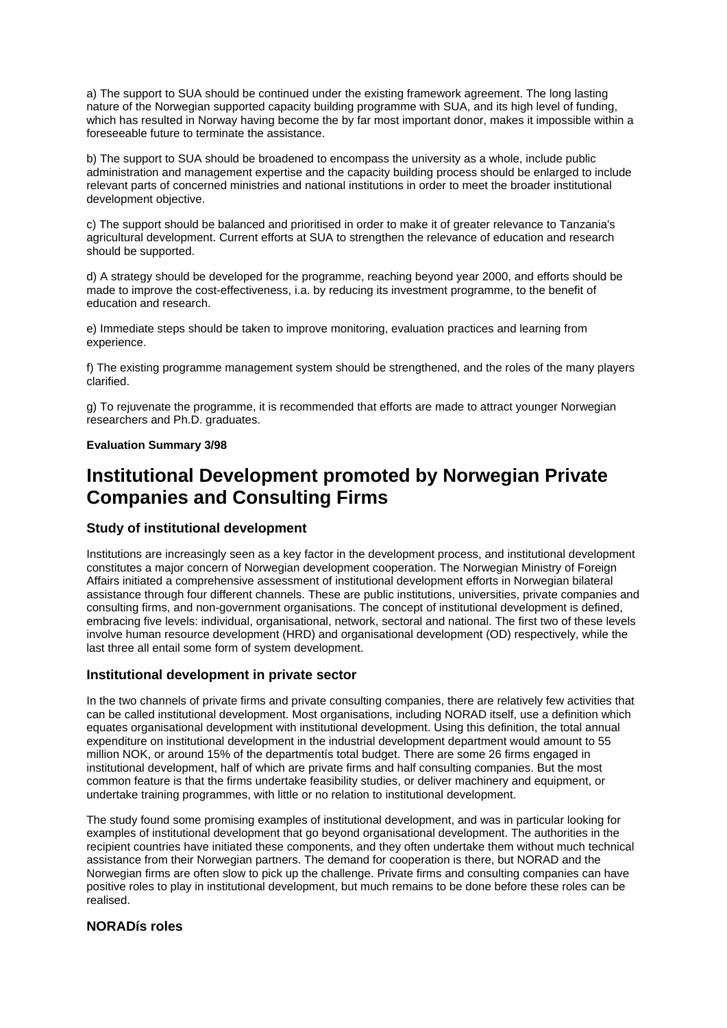a) The support to SUA should be continued under the existing framework agreement. The long lasting nature of the Norwegian supported capacity building programme with SUA, and its high level of funding, which has resulted in Norway having become the by far most important donor, makes it impossible within a foreseeable future to terminate the assistance.

b) The support to SUA should be broadened to encompass the university as a whole, include public administration and management expertise and the capacity building process should be enlarged to include relevant parts of concerned ministries and national institutions in order to meet the broader institutional development objective.

c) The support should be balanced and prioritised in order to make it of greater relevance to Tanzania's agricultural development. Current efforts at SUA to strengthen the relevance of education and research should be supported.

d) A strategy should be developed for the programme, reaching beyond year 2000, and efforts should be made to improve the cost-effectiveness, i.a. by reducing its investment programme, to the benefit of education and research.

e) Immediate steps should be taken to improve monitoring, evaluation practices and learning from experience.

f) The existing programme management system should be strengthened, and the roles of the many players clarified.

g) To rejuvenate the programme, it is recommended that efforts are made to attract younger Norwegian researchers and Ph.D. graduates.

**Evaluation Summary 3/98**

# Institutional Development promoted by Norwegian Private Companies and Consulting Firms

### Study of institutional development

Institutions are increasingly seen as a key factor in the development process, and institutional development constitutes a major concern of Norwegian development cooperation. The Norwegian Ministry of Foreign Affairs initiated a comprehensive assessment of institutional development efforts in Norwegian bilateral assistance through four different channels. These are public institutions, universities, private companies and consulting firms, and non-government organisations. The concept of institutional development is defined, embracing five levels: individual, organisational, network, sectoral and national. The first two of these levels involve human resource development (HRD) and organisational development (OD) respectively, while the last three all entail some form of system development.

### Institutional development in private sector

In the two channels of private firms and private consulting companies, there are relatively few activities that can be called institutional development. Most organisations, including NORAD itself, use a definition which equates organisational development with institutional development. Using this definition, the total annual expenditure on institutional development in the industrial development department would amount to 55 million NOK, or around 15% of the departmentís total budget. There are some 26 firms engaged in institutional development, half of which are private firms and half consulting companies. But the most common feature is that the firms undertake feasibility studies, or deliver machinery and equipment, or undertake training programmes, with little or no relation to institutional development.

The study found some promising examples of institutional development, and was in particular looking for examples of institutional development that go beyond organisational development. The authorities in the recipient countries have initiated these components, and they often undertake them without much technical assistance from their Norwegian partners. The demand for cooperation is there, but NORAD and the Norwegian firms are often slow to pick up the challenge. Private firms and consulting companies can have positive roles to play in institutional development, but much remains to be done before these roles can be realised.

### NORADís roles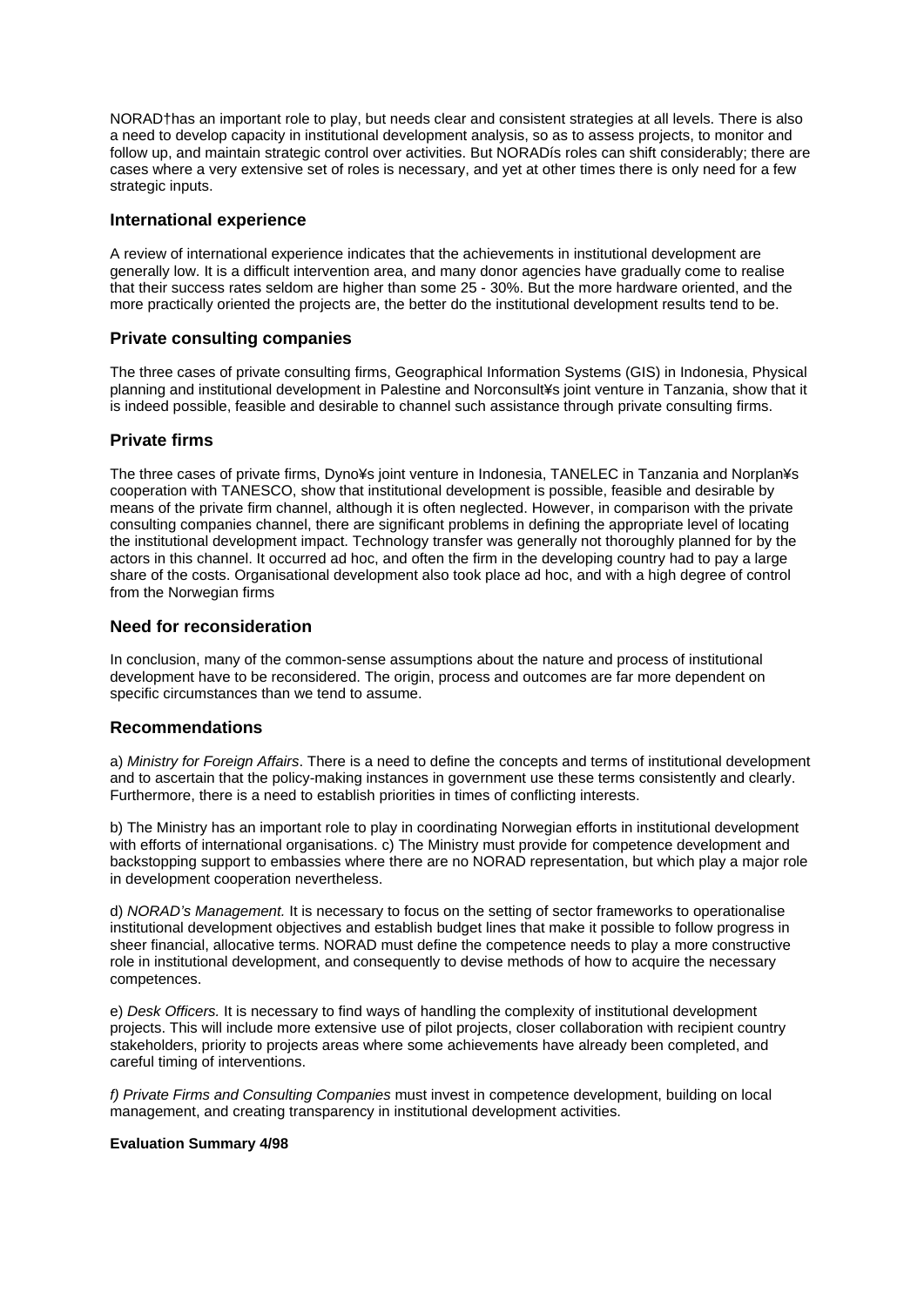NORAD†has an important role to play, but needs clear and consistent strategies at all levels. There is also a need to develop capacity in institutional development analysis, so as to assess projects, to monitor and follow up, and maintain strategic control over activities. But NORADís roles can shift considerably; there are cases where a very extensive set of roles is necessary, and yet at other times there is only need for a few strategic inputs.

## International experience

A review of international experience indicates that the achievements in institutional development are generally low. It is a difficult intervention area, and many donor agencies have gradually come to realise that their success rates seldom are higher than some 25 - 30%. But the more hardware oriented, and the more practically oriented the projects are, the better do the institutional development results tend to be.

## Private consulting companies

The three cases of private consulting firms, Geographical Information Systems (GIS) in Indonesia, Physical planning and institutional development in Palestine and Norconsult¥s joint venture in Tanzania, show that it is indeed possible, feasible and desirable to channel such assistance through private consulting firms.

## Private firms

The three cases of private firms, Dyno¥s joint venture in Indonesia, TANELEC in Tanzania and Norplan¥s cooperation with TANESCO, show that institutional development is possible, feasible and desirable by means of the private firm channel, although it is often neglected. However, in comparison with the private consulting companies channel, there are significant problems in defining the appropriate level of locating the institutional development impact. Technology transfer was generally not thoroughly planned for by the actors in this channel. It occurred ad hoc, and often the firm in the developing country had to pay a large share of the costs. Organisational development also took place ad hoc, and with a high degree of control from the Norwegian firms

## Need for reconsideration

In conclusion, many of the common-sense assumptions about the nature and process of institutional development have to be reconsidered. The origin, process and outcomes are far more dependent on specific circumstances than we tend to assume.

## Recommendations

a) *Ministry for Foreign Affairs*. There is a need to define the concepts and terms of institutional development and to ascertain that the policy-making instances in government use these terms consistently and clearly. Furthermore, there is a need to establish priorities in times of conflicting interests.

b) The Ministry has an important role to play in coordinating Norwegian efforts in institutional development with efforts of international organisations. c) The Ministry must provide for competence development and backstopping support to embassies where there are no NORAD representation, but which play a major role in development cooperation nevertheless.

d) *NORAD's Management.* It is necessary to focus on the setting of sector frameworks to operationalise institutional development objectives and establish budget lines that make it possible to follow progress in sheer financial, allocative terms. NORAD must define the competence needs to play a more constructive role in institutional development, and consequently to devise methods of how to acquire the necessary competences.

e) *Desk Officers.* It is necessary to find ways of handling the complexity of institutional development projects. This will include more extensive use of pilot projects, closer collaboration with recipient country stakeholders, priority to projects areas where some achievements have already been completed, and careful timing of interventions.

*f) Private Firms and Consulting Companies* must invest in competence development, building on local management, and creating transparency in institutional development activities.

**Evaluation Summary 4/98**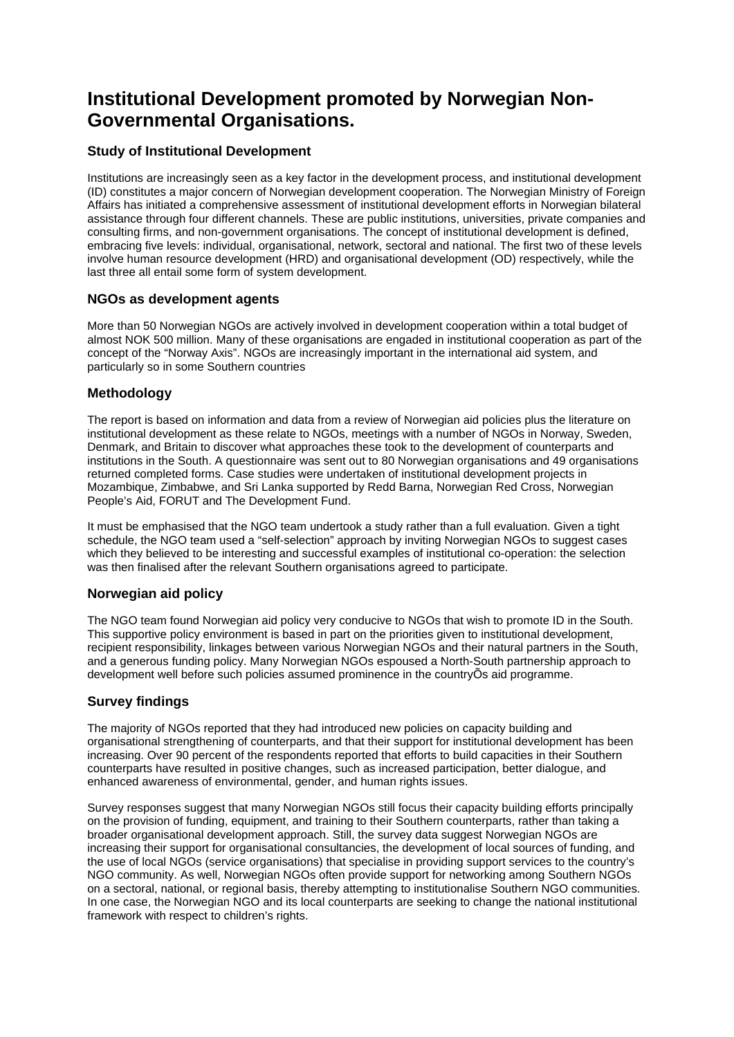# Institutional Development promoted by Norwegian Non-Governmental Organisations.

## Study of Institutional Development

Institutions are increasingly seen as a key factor in the development process, and institutional development (ID) constitutes a major concern of Norwegian development cooperation. The Norwegian Ministry of Foreign Affairs has initiated a comprehensive assessment of institutional development efforts in Norwegian bilateral assistance through four different channels. These are public institutions, universities, private companies and consulting firms, and non-government organisations. The concept of institutional development is defined, embracing five levels: individual, organisational, network, sectoral and national. The first two of these levels involve human resource development (HRD) and organisational development (OD) respectively, while the last three all entail some form of system development.

## NGOs as development agents

More than 50 Norwegian NGOs are actively involved in development cooperation within a total budget of almost NOK 500 million. Many of these organisations are engaged in institutional cooperation as part of the concept of the "Norway Axis". NGOs are increasingly important in the international aid system, and particularly so in some Southern countries

## Methodology

The report is based on information and data from a review of Norwegian aid policies plus the literature on institutional development as these relate to NGOs, meetings with a number of NGOs in Norway, Sweden, Denmark, and Britain to discover what approaches these took to the development of counterparts and institutions in the South. A questionnaire was sent out to 80 Norwegian organisations and 49 organisations returned completed forms. Case studies were undertaken of institutional development projects in Mozambique, Zimbabwe, and Sri Lanka supported by Redd Barna, Norwegian Red Cross, Norwegian People's Aid, FORUT and The Development Fund.

It must be emphasised that the NGO team undertook a study rather than a full evaluation. Given a tight schedule, the NGO team used a "self-selection" approach by inviting Norwegian NGOs to suggest cases which they believed to be interesting and successful examples of institutional co-operation: the selection was then finalised after the relevant Southern organisations agreed to participate.

## Norwegian aid policy

The NGO team found Norwegian aid policy very conducive to NGOs that wish to promote ID in the South. This supportive policy environment is based in part on the priorities given to institutional development, recipient responsibility, linkages between various Norwegian NGOs and their natural partners in the South, and a generous funding policy. Many Norwegian NGOs espoused a North-South partnership approach to development well before such policies assumed prominence in the countryÕs aid programme.

## Survey findings

The majority of NGOs reported that they had introduced new policies on capacity building and organisational strengthening of counterparts, and that their support for institutional development has been increasing. Over 90 percent of the respondents reported that efforts to build capacities in their Southern counterparts have resulted in positive changes, such as increased participation, better dialogue, and enhanced awareness of environmental, gender, and human rights issues.

Survey responses suggest that many Norwegian NGOs still focus their capacity building efforts principally on the provision of funding, equipment, and training to their Southern counterparts, rather than taking a broader organisational development approach. Still, the survey data suggest Norwegian NGOs are increasing their support for organisational consultancies, the development of local sources of funding, and the use of local NGOs (service organisations) that specialise in providing support services to the country's NGO community. As well, Norwegian NGOs often provide support for networking among Southern NGOs on a sectoral, national, or regional basis, thereby attempting to institutionalise Southern NGO communities. In one case, the Norwegian NGO and its local counterparts are seeking to change the national institutional framework with respect to children's rights.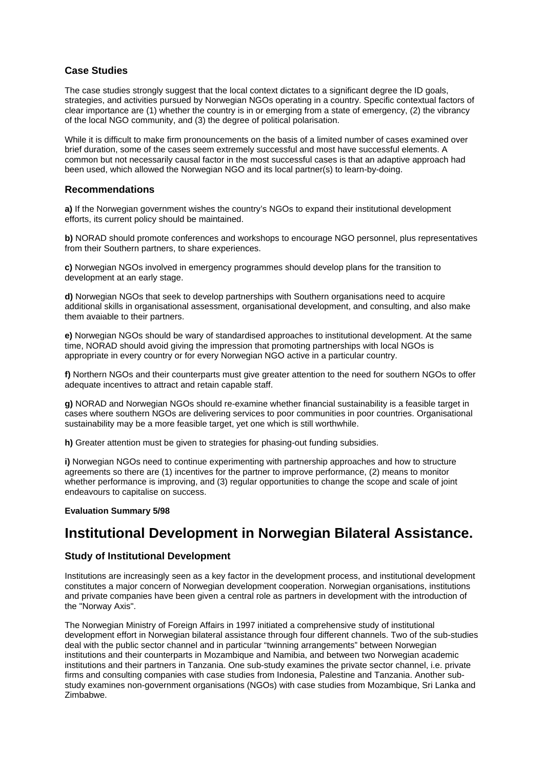### Case Studies

The case studies strongly suggest that the local context dictates to a significant degree the ID goals, strategies, and activities pursued by Norwegian NGOs operating in a country. Specific contextual factors of clear importance are (1) whether the country is in or emerging from a state of emergency, (2) the vibrancy of the local NGO community, and (3) the degree of political polarisation.

While it is difficult to make firm pronouncements on the basis of a limited number of cases examined over brief duration, some of the cases seem extremely successful and most have successful elements. A common but not necessarily causal factor in the most successful cases is that an adaptive approach had been used, which allowed the Norwegian NGO and its local partner(s) to learn-by-doing.

### Recommendations

**a)** If the Norwegian government wishes the country's NGOs to expand their institutional development efforts, its current policy should be maintained.

**b)** NORAD should promote conferences and workshops to encourage NGO personnel, plus representatives from their Southern partners, to share experiences.

**c)** Norwegian NGOs involved in emergency programmes should develop plans for the transition to development at an early stage.

**d)** Norwegian NGOs that seek to develop partnerships with Southern organisations need to acquire additional skills in organisational assessment, organisational development, and consulting, and also make them avaiable to their partners.

**e)** Norwegian NGOs should be wary of standardised approaches to institutional development. At the same time, NORAD should avoid giving the impression that promoting partnerships with local NGOs is appropriate in every country or for every Norwegian NGO active in a particular country.

**f)** Northern NGOs and their counterparts must give greater attention to the need for southern NGOs to offer adequate incentives to attract and retain capable staff.

**g)** NORAD and Norwegian NGOs should re-examine whether financial sustainability is a feasible target in cases where southern NGOs are delivering services to poor communities in poor countries. Organisational sustainability may be a more feasible target, yet one which is still worthwhile.

**h)** Greater attention must be given to strategies for phasing-out funding subsidies.

**i)** Norwegian NGOs need to continue experimenting with partnership approaches and how to structure agreements so there are (1) incentives for the partner to improve performance, (2) means to monitor whether performance is improving, and (3) regular opportunities to change the scope and scale of joint endeavours to capitalise on success.

**Evaluation Summary 5/98**

## Institutional Development in Norwegian Bilateral Assistance.

### Study of Institutional Development

Institutions are increasingly seen as a key factor in the development process, and institutional development constitutes a major concern of Norwegian development cooperation. Norwegian organisations, institutions and private companies have been given a central role as partners in development with the introduction of the "Norway Axis".

The Norwegian Ministry of Foreign Affairs in 1997 initiated a comprehensive study of institutional development effort in Norwegian bilateral assistance through four different channels. Two of the sub-studies deal with the public sector channel and in particular "twinning arrangements" between Norwegian institutions and their counterparts in Mozambique and Namibia, and between two Norwegian academic institutions and their partners in Tanzania. One sub-study examines the private sector channel, i.e. private firms and consulting companies with case studies from Indonesia, Palestine and Tanzania. Another sub-study examines non-government organisations (NGOs) with case studies from Mozambique, Sri Lanka and Zimbabwe.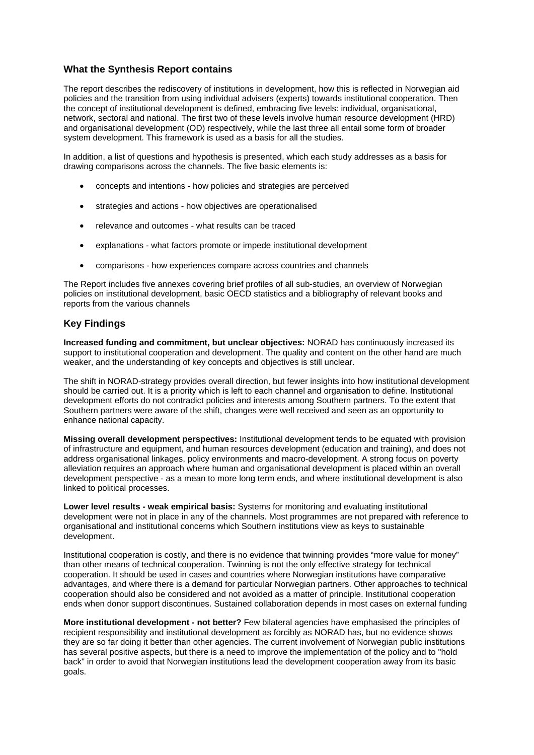## What the Synthesis Report contains

The report describes the rediscovery of institutions in development, how this is reflected in Norwegian aid policies and the transition from using individual advisers (experts) towards institutional cooperation. Then the concept of institutional development is defined, embracing five levels: individual, organisational, network, sectoral and national. The first two of these levels involve human resource development (HRD) and organisational development (OD) respectively, while the last three all entail some form of broader system development. This framework is used as a basis for all the studies.

In addition, a list of questions and hypothesis is presented, which each study addresses as a basis for drawing comparisons across the channels. The five basic elements is:

- concepts and intentions - how policies and strategies are perceived
- strategies and actions - how objectives are operationalised
- relevance and outcomes - what results can be traced
- explanations - what factors promote or impede institutional development
- comparisons - how experiences compare across countries and channels

The Report includes five annexes covering brief profiles of all sub-studies, an overview of Norwegian policies on institutional development, basic OECD statistics and a bibliography of relevant books and reports from the various channels

## Key Findings

**Increased funding and commitment, but unclear objectives:** NORAD has continuously increased its support to institutional cooperation and development. The quality and content on the other hand are much weaker, and the understanding of key concepts and objectives is still unclear.

The shift in NORAD-strategy provides overall direction, but fewer insights into how institutional development should be carried out. It is a priority which is left to each channel and organisation to define. Institutional development efforts do not contradict policies and interests among Southern partners. To the extent that Southern partners were aware of the shift, changes were well received and seen as an opportunity to enhance national capacity.

**Missing overall development perspectives:** Institutional development tends to be equated with provision of infrastructure and equipment, and human resources development (education and training), and does not address organisational linkages, policy environments and macro-development. A strong focus on poverty alleviation requires an approach where human and organisational development is placed within an overall development perspective - as a mean to more long term ends, and where institutional development is also linked to political processes.

**Lower level results - weak empirical basis:** Systems for monitoring and evaluating institutional development were not in place in any of the channels. Most programmes are not prepared with reference to organisational and institutional concerns which Southern institutions view as keys to sustainable development.

Institutional cooperation is costly, and there is no evidence that twinning provides "more value for money" than other means of technical cooperation. Twinning is not the only effective strategy for technical cooperation. It should be used in cases and countries where Norwegian institutions have comparative advantages, and where there is a demand for particular Norwegian partners. Other approaches to technical cooperation should also be considered and not avoided as a matter of principle. Institutional cooperation ends when donor support discontinues. Sustained collaboration depends in most cases on external funding

**More institutional development - not better?** Few bilateral agencies have emphasised the principles of recipient responsibility and institutional development as forcibly as NORAD has, but no evidence shows they are so far doing it better than other agencies. The current involvement of Norwegian public institutions has several positive aspects, but there is a need to improve the implementation of the policy and to "hold back" in order to avoid that Norwegian institutions lead the development cooperation away from its basic goals.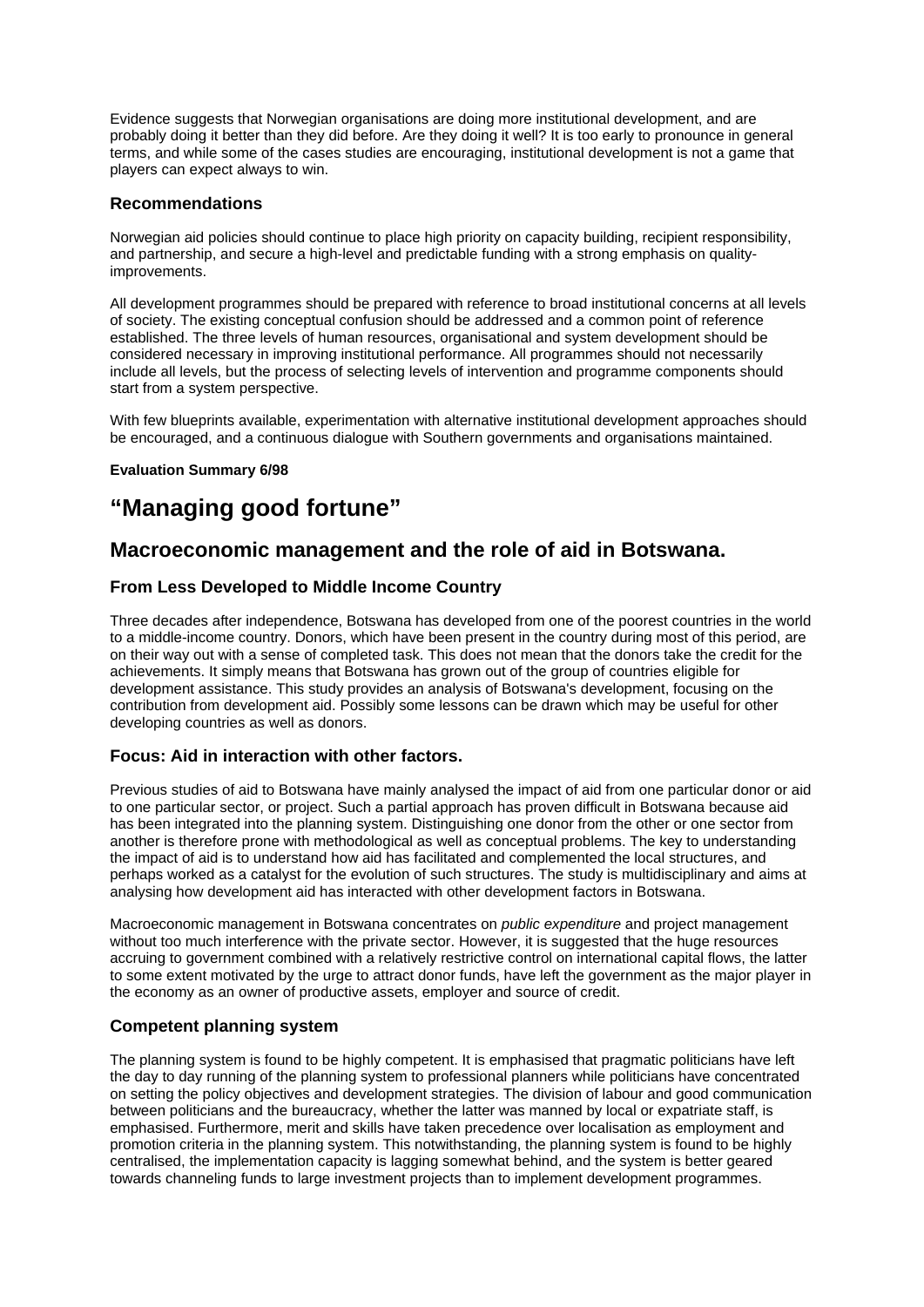Evidence suggests that Norwegian organisations are doing more institutional development, and are probably doing it better than they did before. Are they doing it well? It is too early to pronounce in general terms, and while some of the cases studies are encouraging, institutional development is not a game that players can expect always to win.

### Recommendations

Norwegian aid policies should continue to place high priority on capacity building, recipient responsibility, and partnership, and secure a high-level and predictable funding with a strong emphasis on quality-improvements.

All development programmes should be prepared with reference to broad institutional concerns at all levels of society. The existing conceptual confusion should be addressed and a common point of reference established. The three levels of human resources, organisational and system development should be considered necessary in improving institutional performance. All programmes should not necessarily include all levels, but the process of selecting levels of intervention and programme components should start from a system perspective.

With few blueprints available, experimentation with alternative institutional development approaches should be encouraged, and a continuous dialogue with Southern governments and organisations maintained.

**Evaluation Summary 6/98**

# “Managing good fortune”

## Macroeconomic management and the role of aid in Botswana.

### From Less Developed to Middle Income Country

Three decades after independence, Botswana has developed from one of the poorest countries in the world to a middle-income country. Donors, which have been present in the country during most of this period, are on their way out with a sense of completed task. This does not mean that the donors take the credit for the achievements. It simply means that Botswana has grown out of the group of countries eligible for development assistance. This study provides an analysis of Botswana's development, focusing on the contribution from development aid. Possibly some lessons can be drawn which may be useful for other developing countries as well as donors.

### Focus: Aid in interaction with other factors.

Previous studies of aid to Botswana have mainly analysed the impact of aid from one particular donor or aid to one particular sector, or project. Such a partial approach has proven difficult in Botswana because aid has been integrated into the planning system. Distinguishing one donor from the other or one sector from another is therefore prone with methodological as well as conceptual problems. The key to understanding the impact of aid is to understand how aid has facilitated and complemented the local structures, and perhaps worked as a catalyst for the evolution of such structures. The study is multidisciplinary and aims at analysing how development aid has interacted with other development factors in Botswana.

Macroeconomic management in Botswana concentrates on *public expenditure* and project management without too much interference with the private sector. However, it is suggested that the huge resources accruing to government combined with a relatively restrictive control on international capital flows, the latter to some extent motivated by the urge to attract donor funds, have left the government as the major player in the economy as an owner of productive assets, employer and source of credit.

### Competent planning system

The planning system is found to be highly competent. It is emphasised that pragmatic politicians have left the day to day running of the planning system to professional planners while politicians have concentrated on setting the policy objectives and development strategies. The division of labour and good communication between politicians and the bureaucracy, whether the latter was manned by local or expatriate staff, is emphasised. Furthermore, merit and skills have taken precedence over localisation as employment and promotion criteria in the planning system. This notwithstanding, the planning system is found to be highly centralised, the implementation capacity is lagging somewhat behind, and the system is better geared towards channeling funds to large investment projects than to implement development programmes.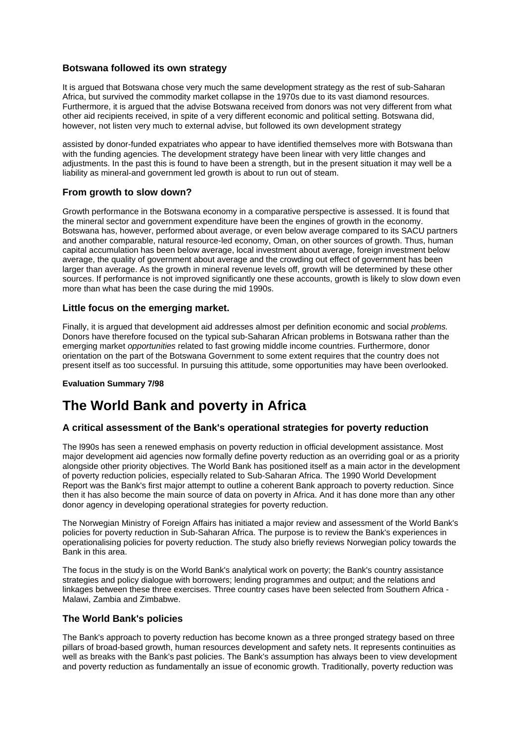### Botswana followed its own strategy

It is argued that Botswana chose very much the same development strategy as the rest of sub-Saharan Africa, but survived the commodity market collapse in the 1970s due to its vast diamond resources. Furthermore, it is argued that the advise Botswana received from donors was not very different from what other aid recipients received, in spite of a very different economic and political setting. Botswana did, however, not listen very much to external advise, but followed its own development strategy

assisted by donor-funded expatriates who appear to have identified themselves more with Botswana than with the funding agencies. The development strategy have been linear with very little changes and adjustments. In the past this is found to have been a strength, but in the present situation it may well be a liability as mineral-and government led growth is about to run out of steam.

### From growth to slow down?

Growth performance in the Botswana economy in a comparative perspective is assessed. It is found that the mineral sector and government expenditure have been the engines of growth in the economy. Botswana has, however, performed about average, or even below average compared to its SACU partners and another comparable, natural resource-led economy, Oman, on other sources of growth. Thus, human capital accumulation has been below average, local investment about average, foreign investment below average, the quality of government about average and the crowding out effect of government has been larger than average. As the growth in mineral revenue levels off, growth will be determined by these other sources. If performance is not improved significantly one these accounts, growth is likely to slow down even more than what has been the case during the mid 1990s.

### Little focus on the emerging market.

Finally, it is argued that development aid addresses almost per definition economic and social *problems.* Donors have therefore focused on the typical sub-Saharan African problems in Botswana rather than the emerging market *opportunities* related to fast growing middle income countries. Furthermore, donor orientation on the part of the Botswana Government to some extent requires that the country does not present itself as too successful. In pursuing this attitude, some opportunities may have been overlooked.

**Evaluation Summary 7/98**

# The World Bank and poverty in Africa

### A critical assessment of the Bank's operational strategies for poverty reduction

The l990s has seen a renewed emphasis on poverty reduction in official development assistance. Most major development aid agencies now formally define poverty reduction as an overriding goal or as a priority alongside other priority objectives. The World Bank has positioned itself as a main actor in the development of poverty reduction policies, especially related to Sub-Saharan Africa. The 1990 World Development Report was the Bank's first major attempt to outline a coherent Bank approach to poverty reduction. Since then it has also become the main source of data on poverty in Africa. And it has done more than any other donor agency in developing operational strategies for poverty reduction.

The Norwegian Ministry of Foreign Affairs has initiated a major review and assessment of the World Bank's policies for poverty reduction in Sub-Saharan Africa. The purpose is to review the Bank's experiences in operationalising policies for poverty reduction. The study also briefly reviews Norwegian policy towards the Bank in this area.

The focus in the study is on the World Bank's analytical work on poverty; the Bank's country assistance strategies and policy dialogue with borrowers; lending programmes and output; and the relations and linkages between these three exercises. Three country cases have been selected from Southern Africa - Malawi, Zambia and Zimbabwe.

### The World Bank's policies

The Bank's approach to poverty reduction has become known as a three pronged strategy based on three pillars of broad-based growth, human resources development and safety nets. It represents continuities as well as breaks with the Bank's past policies. The Bank's assumption has always been to view development and poverty reduction as fundamentally an issue of economic growth. Traditionally, poverty reduction was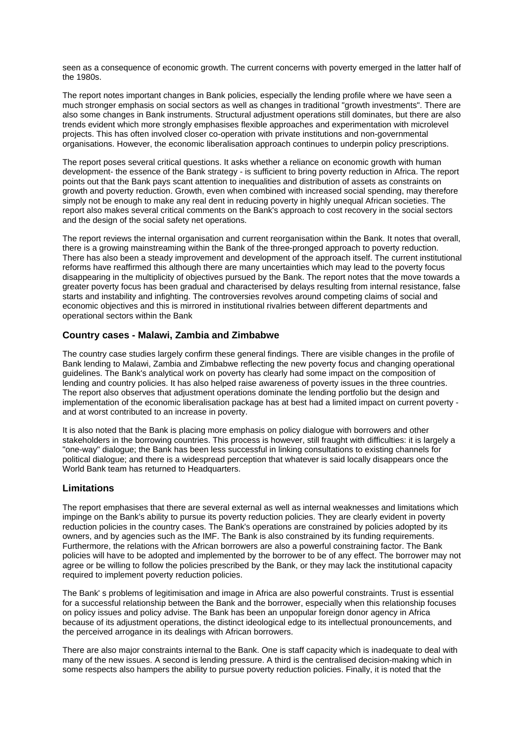seen as a consequence of economic growth. The current concerns with poverty emerged in the latter half of the 1980s.

The report notes important changes in Bank policies, especially the lending profile where we have seen a much stronger emphasis on social sectors as well as changes in traditional "growth investments". There are also some changes in Bank instruments. Structural adjustment operations still dominates, but there are also trends evident which more strongly emphasises flexible approaches and experimentation with microlevel projects. This has often involved closer co-operation with private institutions and non-governmental organisations. However, the economic liberalisation approach continues to underpin policy prescriptions.

The report poses several critical questions. It asks whether a reliance on economic growth with human development- the essence of the Bank strategy - is sufficient to bring poverty reduction in Africa. The report points out that the Bank pays scant attention to inequalities and distribution of assets as constraints on growth and poverty reduction. Growth, even when combined with increased social spending, may therefore simply not be enough to make any real dent in reducing poverty in highly unequal African societies. The report also makes several critical comments on the Bank's approach to cost recovery in the social sectors and the design of the social safety net operations.

The report reviews the internal organisation and current reorganisation within the Bank. It notes that overall, there is a growing mainstreaming within the Bank of the three-pronged approach to poverty reduction. There has also been a steady improvement and development of the approach itself. The current institutional reforms have reaffirmed this although there are many uncertainties which may lead to the poverty focus disappearing in the multiplicity of objectives pursued by the Bank. The report notes that the move towards a greater poverty focus has been gradual and characterised by delays resulting from internal resistance, false starts and instability and infighting. The controversies revolves around competing claims of social and economic objectives and this is mirrored in institutional rivalries between different departments and operational sectors within the Bank

### Country cases - Malawi, Zambia and Zimbabwe

The country case studies largely confirm these general findings. There are visible changes in the profile of Bank lending to Malawi, Zambia and Zimbabwe reflecting the new poverty focus and changing operational guidelines. The Bank's analytical work on poverty has clearly had some impact on the composition of lending and country policies. It has also helped raise awareness of poverty issues in the three countries. The report also observes that adjustment operations dominate the lending portfolio but the design and implementation of the economic liberalisation package has at best had a limited impact on current poverty - and at worst contributed to an increase in poverty.

It is also noted that the Bank is placing more emphasis on policy dialogue with borrowers and other stakeholders in the borrowing countries. This process is however, still fraught with difficulties: it is largely a "one-way" dialogue; the Bank has been less successful in linking consultations to existing channels for political dialogue; and there is a widespread perception that whatever is said locally disappears once the World Bank team has returned to Headquarters.

### Limitations

The report emphasises that there are several external as well as internal weaknesses and limitations which impinge on the Bank's ability to pursue its poverty reduction policies. They are clearly evident in poverty reduction policies in the country cases. The Bank's operations are constrained by policies adopted by its owners, and by agencies such as the IMF. The Bank is also constrained by its funding requirements. Furthermore, the relations with the African borrowers are also a powerful constraining factor. The Bank policies will have to be adopted and implemented by the borrower to be of any effect. The borrower may not agree or be willing to follow the policies prescribed by the Bank, or they may lack the institutional capacity required to implement poverty reduction policies.

The Bank' s problems of legitimisation and image in Africa are also powerful constraints. Trust is essential for a successful relationship between the Bank and the borrower, especially when this relationship focuses on policy issues and policy advise. The Bank has been an unpopular foreign donor agency in Africa because of its adjustment operations, the distinct ideological edge to its intellectual pronouncements, and the perceived arrogance in its dealings with African borrowers.

There are also major constraints internal to the Bank. One is staff capacity which is inadequate to deal with many of the new issues. A second is lending pressure. A third is the centralised decision-making which in some respects also hampers the ability to pursue poverty reduction policies. Finally, it is noted that the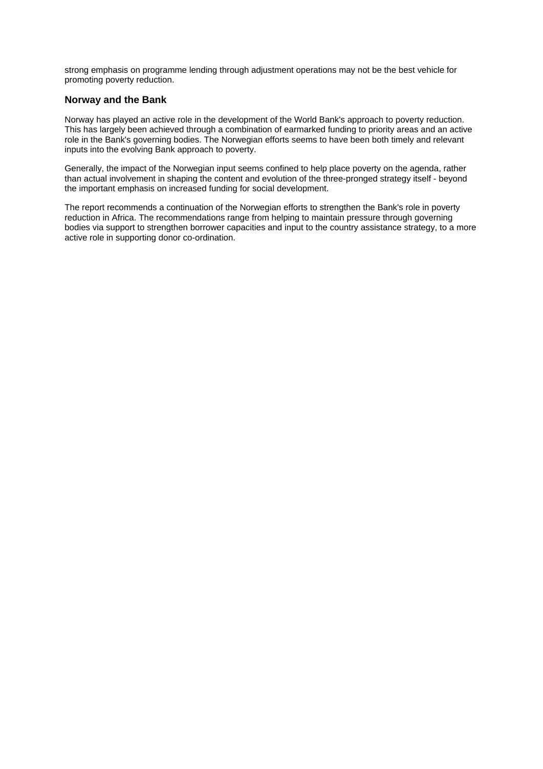strong emphasis on programme lending through adjustment operations may not be the best vehicle for promoting poverty reduction.

### Norway and the Bank

Norway has played an active role in the development of the World Bank's approach to poverty reduction. This has largely been achieved through a combination of earmarked funding to priority areas and an active role in the Bank's governing bodies. The Norwegian efforts seems to have been both timely and relevant inputs into the evolving Bank approach to poverty.

Generally, the impact of the Norwegian input seems confined to help place poverty on the agenda, rather than actual involvement in shaping the content and evolution of the three-pronged strategy itself - beyond the important emphasis on increased funding for social development.

The report recommends a continuation of the Norwegian efforts to strengthen the Bank's role in poverty reduction in Africa. The recommendations range from helping to maintain pressure through governing bodies via support to strengthen borrower capacities and input to the country assistance strategy, to a more active role in supporting donor co-ordination.